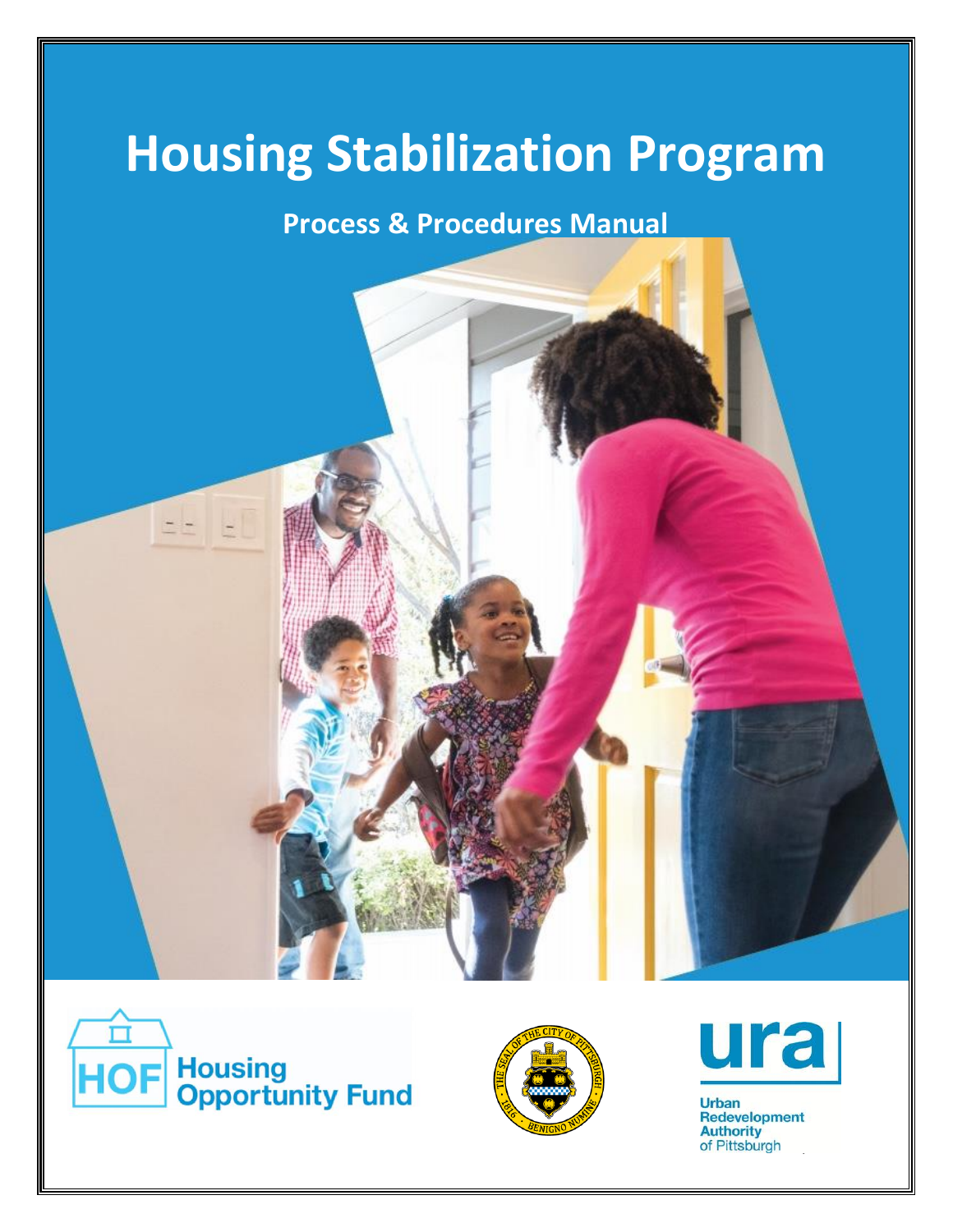# Housing Stabilization Program

## Process & Procedures Manual

HOF Housing Opportunity Fund

Urban Redevelopment Authority of Pittsburgh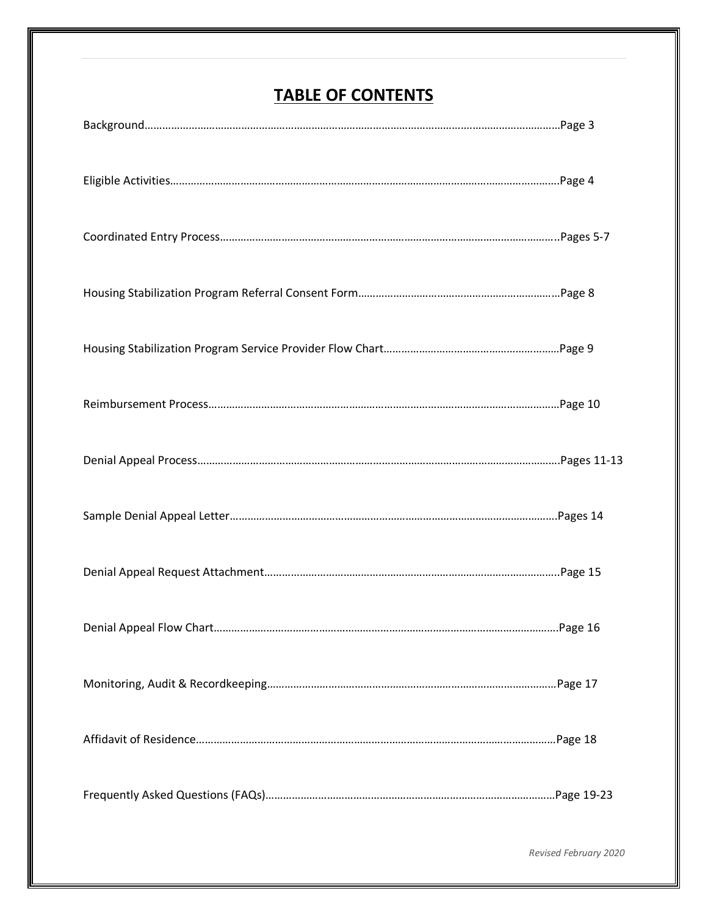# TABLE OF CONTENTS

Background……………………………………………………………………………………………………………………………Page 3

Eligible Activities……………………………………………………………………………………………………………………Page 4

Coordinated Entry Process……………………………………………………………………………………………………..Pages 5-7

Housing Stabilization Program Referral Consent Form………………………………………………………………Page 8

Housing Stabilization Program Service Provider Flow Chart………………………………………………………Page 9

Reimbursement Process………………………………………………………………………………………………………Page 10

Denial Appeal Process………………………………………………………………………………………………………….Pages 11-13

Sample Denial Appeal Letter…………………………………………………………………………………………………Pages 14

Denial Appeal Request Attachment………………………………………………………………………………………..Page 15

Denial Appeal Flow Chart……………………………………………………………………………………………………Page 16

Monitoring, Audit & Recordkeeping……………………………………………………………………………………Page 17

Affidavit of Residence…………………………………………………………………………………………………………Page 18

Frequently Asked Questions (FAQs)……………………………………………………………………………………Page 19-23

*Revised February 2020*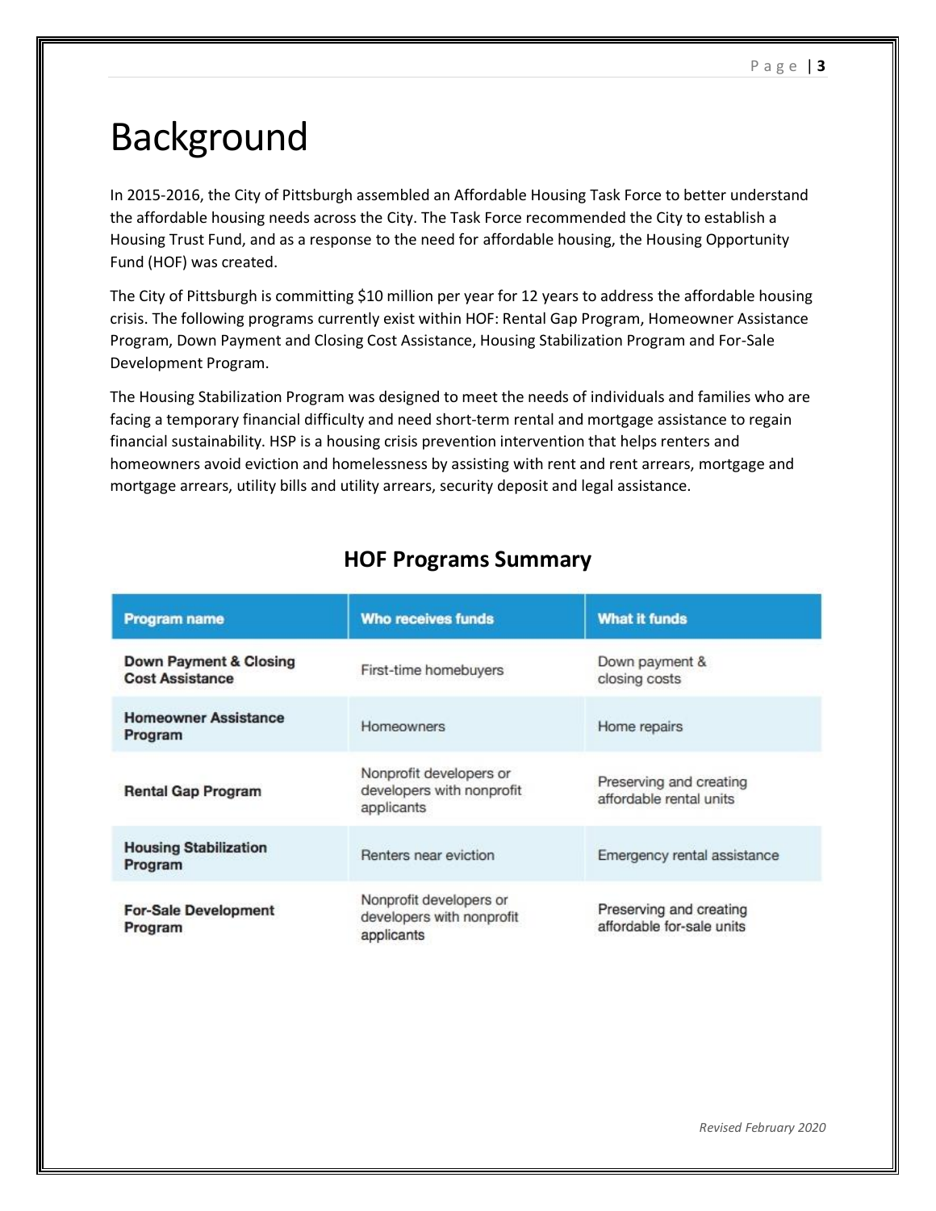# Background

In 2015-2016, the City of Pittsburgh assembled an Affordable Housing Task Force to better understand the affordable housing needs across the City. The Task Force recommended the City to establish a Housing Trust Fund, and as a response to the need for affordable housing, the Housing Opportunity Fund (HOF) was created.

The City of Pittsburgh is committing $10 million per year for 12 years to address the affordable housing crisis. The following programs currently exist within HOF: Rental Gap Program, Homeowner Assistance Program, Down Payment and Closing Cost Assistance, Housing Stabilization Program and For-Sale Development Program.

The Housing Stabilization Program was designed to meet the needs of individuals and families who are facing a temporary financial difficulty and need short-term rental and mortgage assistance to regain financial sustainability. HSP is a housing crisis prevention intervention that helps renters and homeowners avoid eviction and homelessness by assisting with rent and rent arrears, mortgage and mortgage arrears, utility bills and utility arrears, security deposit and legal assistance.

## HOF Programs Summary

| Program name | Who receives funds | What it funds |
|---|---|---|
| **Down Payment & Closing Cost Assistance** | First-time homebuyers | Down payment & closing costs |
| **Homeowner Assistance Program** | Homeowners | Home repairs |
| **Rental Gap Program** | Nonprofit developers or developers with nonprofit applicants | Preserving and creating affordable rental units |
| **Housing Stabilization Program** | Renters near eviction | Emergency rental assistance |
| **For-Sale Development Program** | Nonprofit developers or developers with nonprofit applicants | Preserving and creating affordable for-sale units |

*Revised February 2020*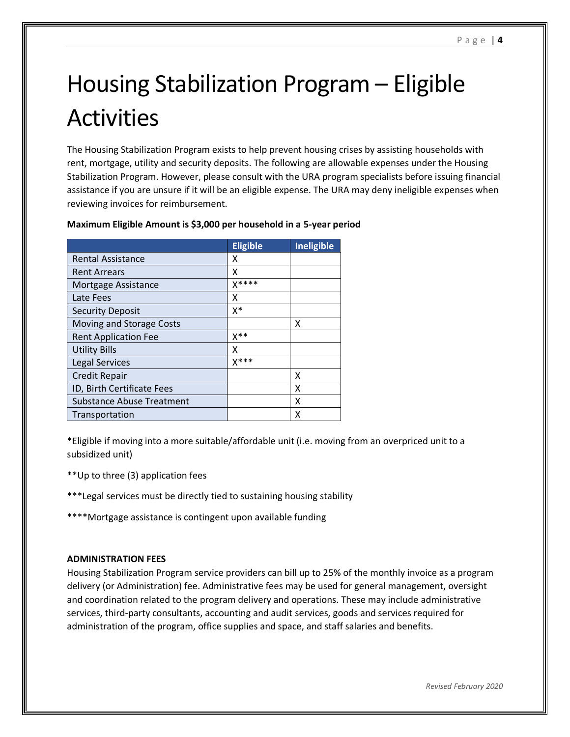# Housing Stabilization Program – Eligible Activities

The Housing Stabilization Program exists to help prevent housing crises by assisting households with rent, mortgage, utility and security deposits. The following are allowable expenses under the Housing Stabilization Program. However, please consult with the URA program specialists before issuing financial assistance if you are unsure if it will be an eligible expense. The URA may deny ineligible expenses when reviewing invoices for reimbursement.

**Maximum Eligible Amount is $3,000 per household in a 5-year period**

| | Eligible | Ineligible |
|---|---|---|
| Rental Assistance | X | |
| Rent Arrears | X | |
| Mortgage Assistance | X**** | |
| Late Fees | X | |
| Security Deposit | X* | |
| Moving and Storage Costs | | X |
| Rent Application Fee | X** | |
| Utility Bills | X | |
| Legal Services | X*** | |
| Credit Repair | | X |
| ID, Birth Certificate Fees | | X |
| Substance Abuse Treatment | | X |
| Transportation | | X |

*Eligible if moving into a more suitable/affordable unit (i.e. moving from an overpriced unit to a subsidized unit)

**Up to three (3) application fees

***Legal services must be directly tied to sustaining housing stability

****Mortgage assistance is contingent upon available funding

**ADMINISTRATION FEES**

Housing Stabilization Program service providers can bill up to 25% of the monthly invoice as a program delivery (or Administration) fee. Administrative fees may be used for general management, oversight and coordination related to the program delivery and operations. These may include administrative services, third-party consultants, accounting and audit services, goods and services required for administration of the program, office supplies and space, and staff salaries and benefits.

*Revised February 2020*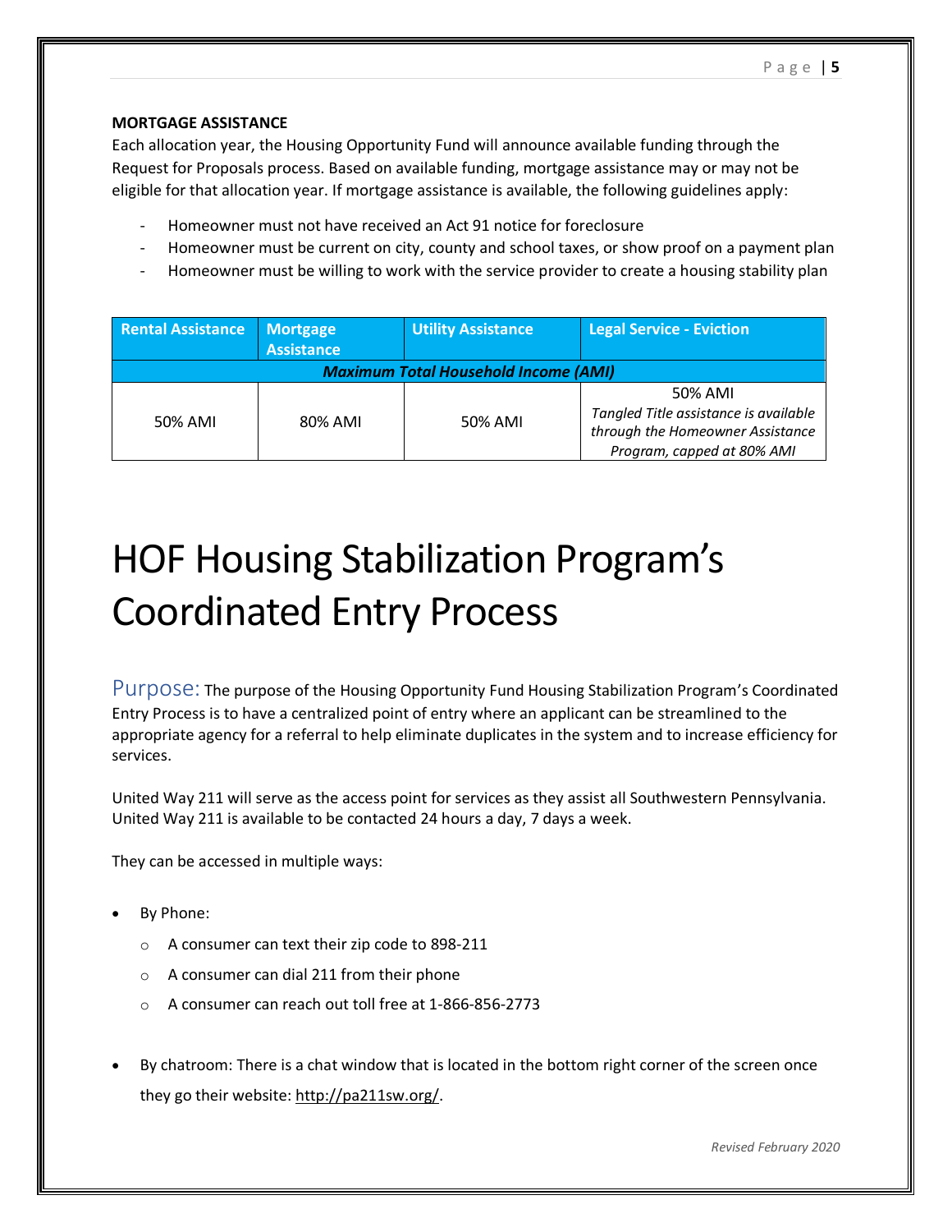**MORTGAGE ASSISTANCE**

Each allocation year, the Housing Opportunity Fund will announce available funding through the Request for Proposals process. Based on available funding, mortgage assistance may or may not be eligible for that allocation year. If mortgage assistance is available, the following guidelines apply:

- Homeowner must not have received an Act 91 notice for foreclosure
- Homeowner must be current on city, county and school taxes, or show proof on a payment plan
- Homeowner must be willing to work with the service provider to create a housing stability plan

| Rental Assistance | Mortgage Assistance | Utility Assistance | Legal Service - Eviction |
|---|---|---|---|
| ***Maximum Total Household Income (AMI)*** | | | |
| 50% AMI | 80% AMI | 50% AMI | 50% AMI *Tangled Title assistance is available through the Homeowner Assistance Program, capped at 80% AMI* |

# HOF Housing Stabilization Program's Coordinated Entry Process

Purpose: The purpose of the Housing Opportunity Fund Housing Stabilization Program's Coordinated Entry Process is to have a centralized point of entry where an applicant can be streamlined to the appropriate agency for a referral to help eliminate duplicates in the system and to increase efficiency for services.

United Way 211 will serve as the access point for services as they assist all Southwestern Pennsylvania. United Way 211 is available to be contacted 24 hours a day, 7 days a week.

They can be accessed in multiple ways:

- By Phone:
  - A consumer can text their zip code to 898-211
  - A consumer can dial 211 from their phone
  - A consumer can reach out toll free at 1-866-856-2773
- By chatroom: There is a chat window that is located in the bottom right corner of the screen once they go their website: http://pa211sw.org/.

*Revised February 2020*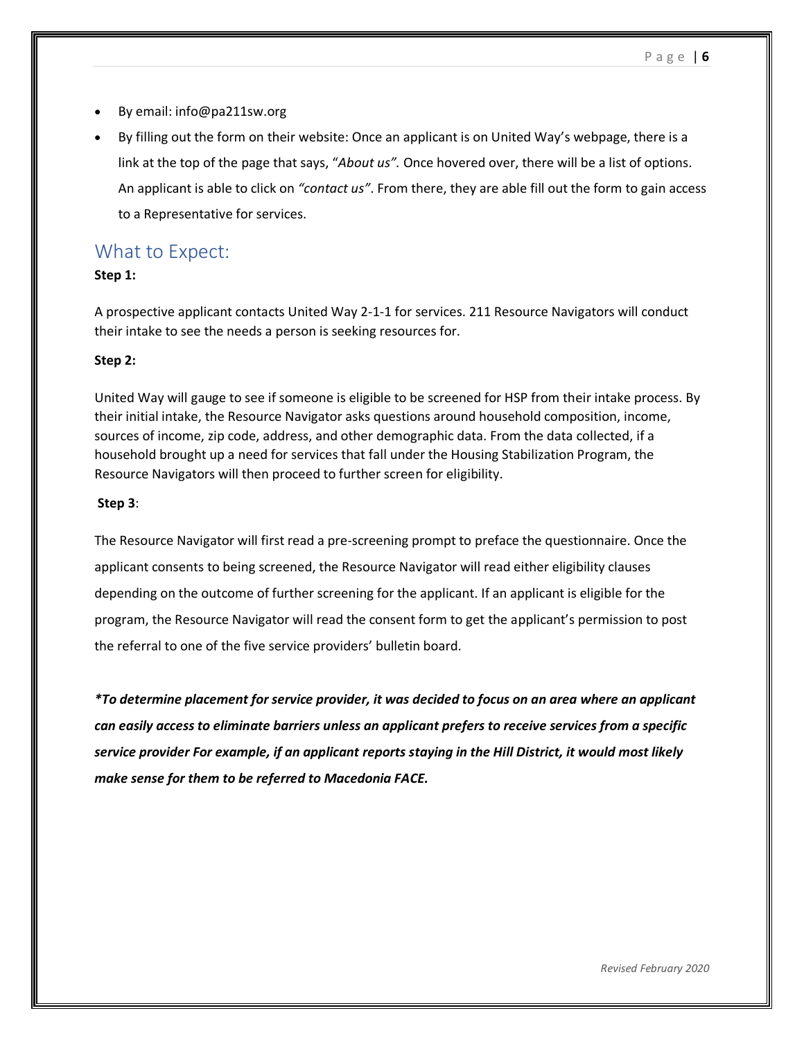- By email: info@pa211sw.org
- By filling out the form on their website: Once an applicant is on United Way's webpage, there is a link at the top of the page that says, "*About us".* Once hovered over, there will be a list of options. An applicant is able to click on *"contact us"*. From there, they are able fill out the form to gain access to a Representative for services.

## What to Expect:

**Step 1:**

A prospective applicant contacts United Way 2-1-1 for services. 211 Resource Navigators will conduct their intake to see the needs a person is seeking resources for.

**Step 2:**

United Way will gauge to see if someone is eligible to be screened for HSP from their intake process. By their initial intake, the Resource Navigator asks questions around household composition, income, sources of income, zip code, address, and other demographic data. From the data collected, if a household brought up a need for services that fall under the Housing Stabilization Program, the Resource Navigators will then proceed to further screen for eligibility.

**Step 3**:

The Resource Navigator will first read a pre-screening prompt to preface the questionnaire. Once the applicant consents to being screened, the Resource Navigator will read either eligibility clauses depending on the outcome of further screening for the applicant. If an applicant is eligible for the program, the Resource Navigator will read the consent form to get the applicant's permission to post the referral to one of the five service providers' bulletin board.

***To determine placement for service provider, it was decided to focus on an area where an applicant can easily access to eliminate barriers unless an applicant prefers to receive services from a specific service provider For example, if an applicant reports staying in the Hill District, it would most likely make sense for them to be referred to Macedonia FACE.***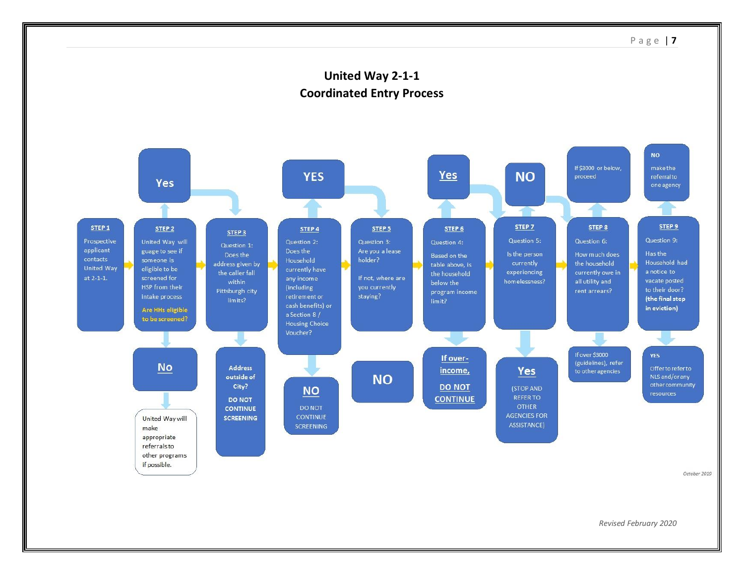# United Way 2-1-1
# Coordinated Entry Process

**STEP 1**

Prospective applicant contacts United Way at 2-1-1.

**STEP 2**

United Way will guage to see if someone is eligible to be screened for HSP from their intake process

**Are HHs eligible to be screened?**

- **Yes** → proceed to Step 3
- **No** → United Way will make appropriate referrals to other programs if possible.

**STEP 3**

Question 1: Does the address given by the caller fall within Pittsburgh city limits?

- **Yes** → proceed to Step 4
- **Address outside of City?** DO NOT CONTINUE SCREENING

**STEP 4**

Question 2: Does the Household currently have any income (including retirement or cash benefits) or a Section 8 / Housing Choice Voucher?

- **YES** → proceed to Step 5
- **NO** → DO NOT CONTINUE SCREENING

**STEP 5**

Question 3: Are you a lease holder?

If not, where are you currently staying?

- **NO**

**STEP 6**

Question 4: Based on the table above, is the household below the program income limit?

- **Yes** → proceed to Step 7
- **If over-income, DO NOT CONTINUE**

**STEP 7**

Question 5: Is the person currently experiencing homelessness?

- **NO** → proceed to Step 8
- **Yes** (STOP AND REFER TO OTHER AGENCIES FOR ASSISTANCE)

**STEP 8**

Question 6: How much does the household currently owe in all utility and rent arrears?

- If $3000 or below, proceed
- If over $3000 (guidelines), refer to other agencies

**STEP 9**

Question 9: Has the Household had a notice to vacate posted to their door? **(the final step in eviction)**

- **NO** make the referral to one agency
- **YES** Offer to refer to NLS and/or any other community resources

*October 2019*

*Revised February 2020*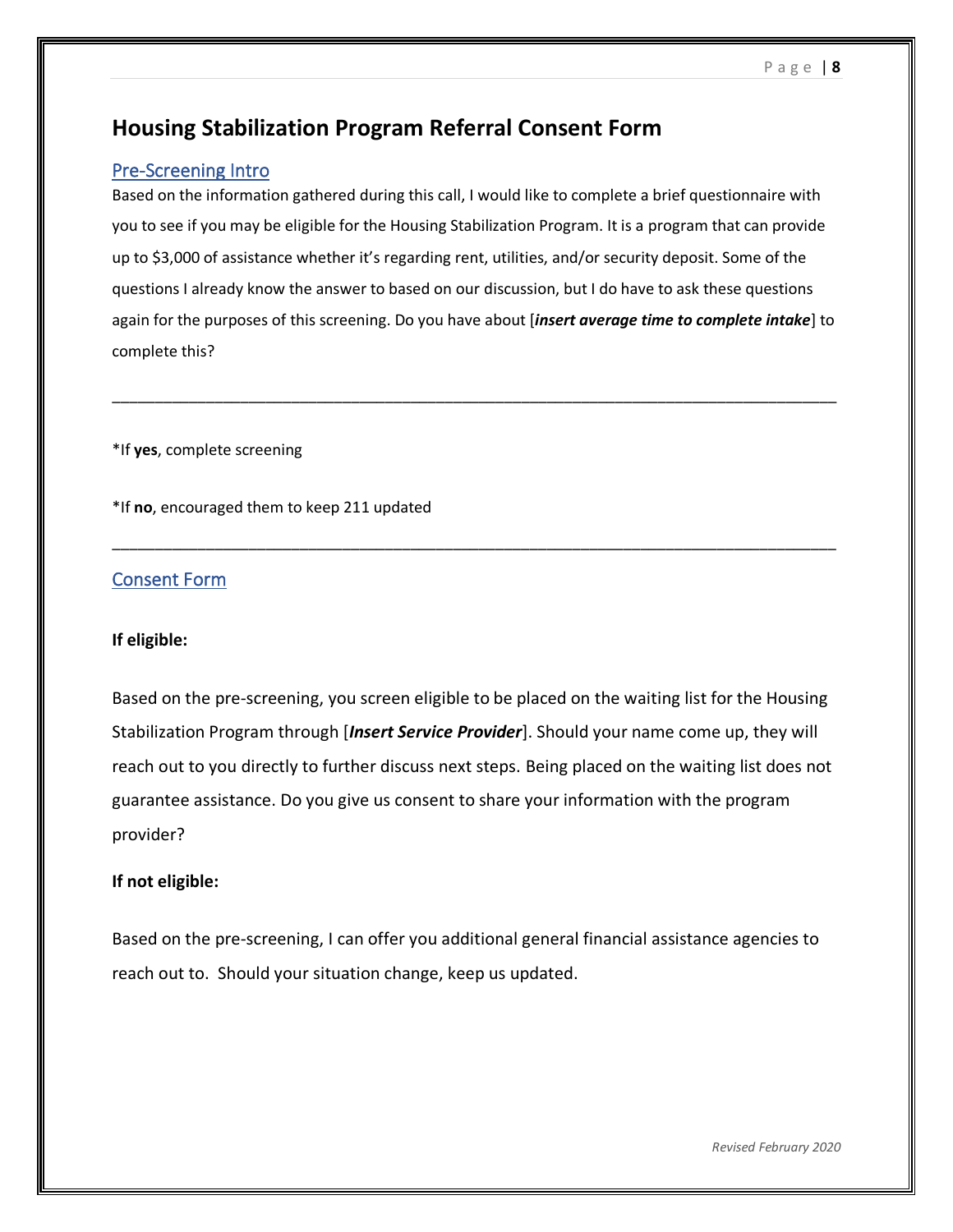# Housing Stabilization Program Referral Consent Form

## Pre-Screening Intro

Based on the information gathered during this call, I would like to complete a brief questionnaire with you to see if you may be eligible for the Housing Stabilization Program. It is a program that can provide up to $3,000 of assistance whether it's regarding rent, utilities, and/or security deposit. Some of the questions I already know the answer to based on our discussion, but I do have to ask these questions again for the purposes of this screening. Do you have about [***insert average time to complete intake***] to complete this?

---

*If **yes**, complete screening

*If **no**, encouraged them to keep 211 updated

---

## Consent Form

**If eligible:**

Based on the pre-screening, you screen eligible to be placed on the waiting list for the Housing Stabilization Program through [***Insert Service Provider***]. Should your name come up, they will reach out to you directly to further discuss next steps. Being placed on the waiting list does not guarantee assistance. Do you give us consent to share your information with the program provider?

**If not eligible:**

Based on the pre-screening, I can offer you additional general financial assistance agencies to reach out to. Should your situation change, keep us updated.

*Revised February 2020*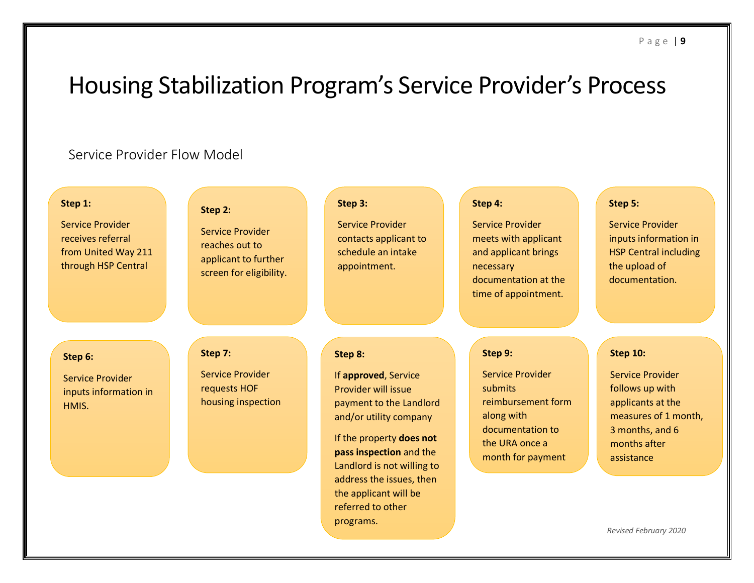# Housing Stabilization Program's Service Provider's Process

## Service Provider Flow Model

**Step 1:**

Service Provider receives referral from United Way 211 through HSP Central

**Step 2:**

Service Provider reaches out to applicant to further screen for eligibility.

**Step 3:**

Service Provider contacts applicant to schedule an intake appointment.

**Step 4:**

Service Provider meets with applicant and applicant brings necessary documentation at the time of appointment.

**Step 5:**

Service Provider inputs information in HSP Central including the upload of documentation.

**Step 6:**

Service Provider inputs information in HMIS.

**Step 7:**

Service Provider requests HOF housing inspection

**Step 8:**

If **approved**, Service Provider will issue payment to the Landlord and/or utility company

If the property **does not pass inspection** and the Landlord is not willing to address the issues, then the applicant will be referred to other programs.

**Step 9:**

Service Provider submits reimbursement form along with documentation to the URA once a month for payment

**Step 10:**

Service Provider follows up with applicants at the measures of 1 month, 3 months, and 6 months after assistance

*Revised February 2020*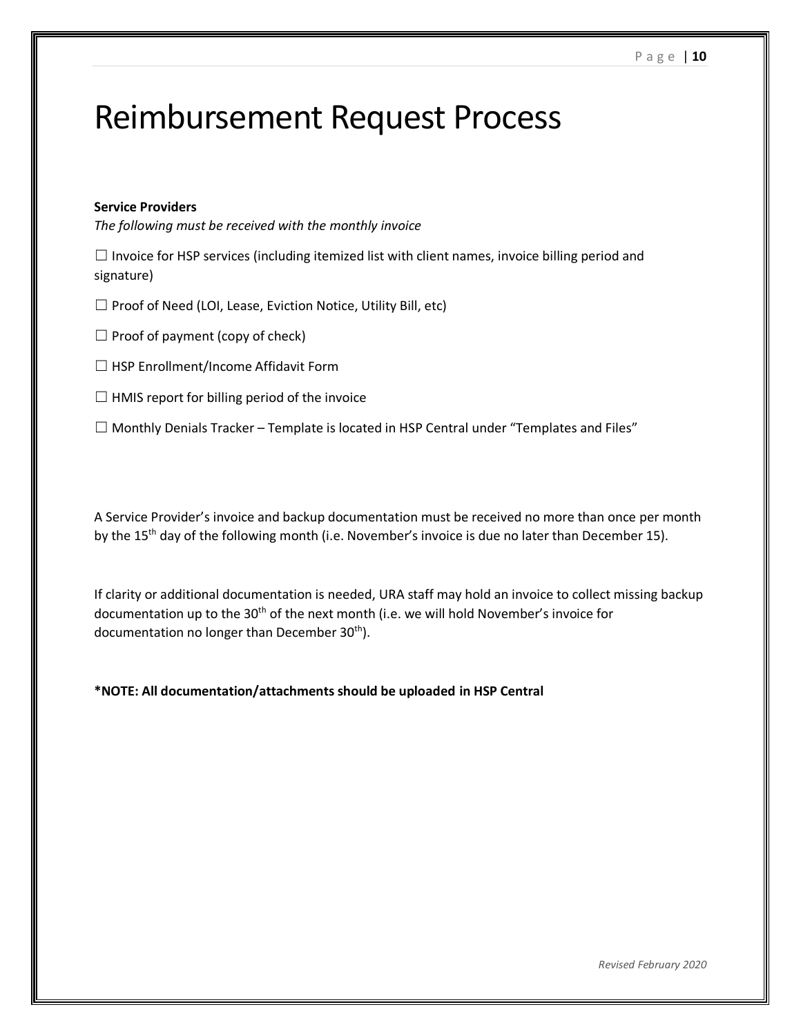# Reimbursement Request Process

**Service Providers**

*The following must be received with the monthly invoice*

☐ Invoice for HSP services (including itemized list with client names, invoice billing period and signature)

☐ Proof of Need (LOI, Lease, Eviction Notice, Utility Bill, etc)

☐ Proof of payment (copy of check)

☐ HSP Enrollment/Income Affidavit Form

☐ HMIS report for billing period of the invoice

☐ Monthly Denials Tracker – Template is located in HSP Central under "Templates and Files"

A Service Provider's invoice and backup documentation must be received no more than once per month by the 15th day of the following month (i.e. November's invoice is due no later than December 15).

If clarity or additional documentation is needed, URA staff may hold an invoice to collect missing backup documentation up to the 30th of the next month (i.e. we will hold November's invoice for documentation no longer than December 30th).

**\*NOTE: All documentation/attachments should be uploaded in HSP Central**

*Revised February 2020*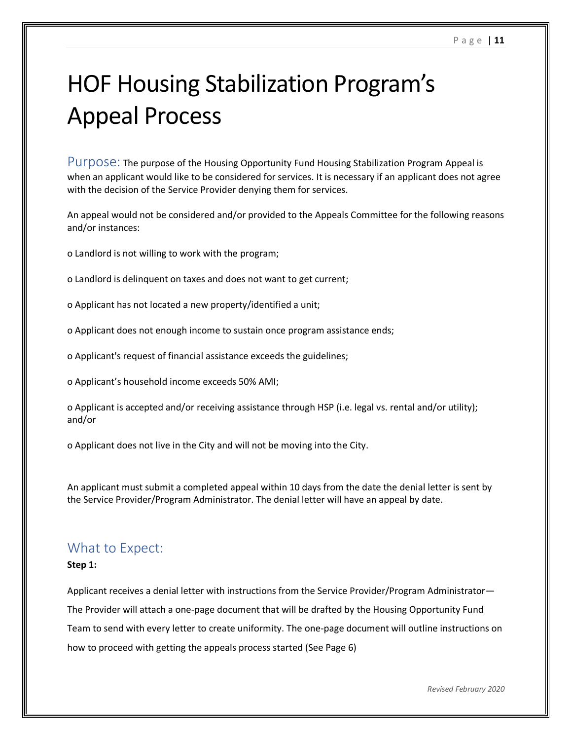# HOF Housing Stabilization Program's Appeal Process

**Purpose:** The purpose of the Housing Opportunity Fund Housing Stabilization Program Appeal is when an applicant would like to be considered for services. It is necessary if an applicant does not agree with the decision of the Service Provider denying them for services.

An appeal would not be considered and/or provided to the Appeals Committee for the following reasons and/or instances:

- Landlord is not willing to work with the program;
- Landlord is delinquent on taxes and does not want to get current;
- Applicant has not located a new property/identified a unit;
- Applicant does not enough income to sustain once program assistance ends;
- Applicant's request of financial assistance exceeds the guidelines;
- Applicant's household income exceeds 50% AMI;
- Applicant is accepted and/or receiving assistance through HSP (i.e. legal vs. rental and/or utility); and/or
- Applicant does not live in the City and will not be moving into the City.

An applicant must submit a completed appeal within 10 days from the date the denial letter is sent by the Service Provider/Program Administrator. The denial letter will have an appeal by date.

## What to Expect:

**Step 1:**

Applicant receives a denial letter with instructions from the Service Provider/Program Administrator—The Provider will attach a one-page document that will be drafted by the Housing Opportunity Fund Team to send with every letter to create uniformity. The one-page document will outline instructions on how to proceed with getting the appeals process started (See Page 6)

*Revised February 2020*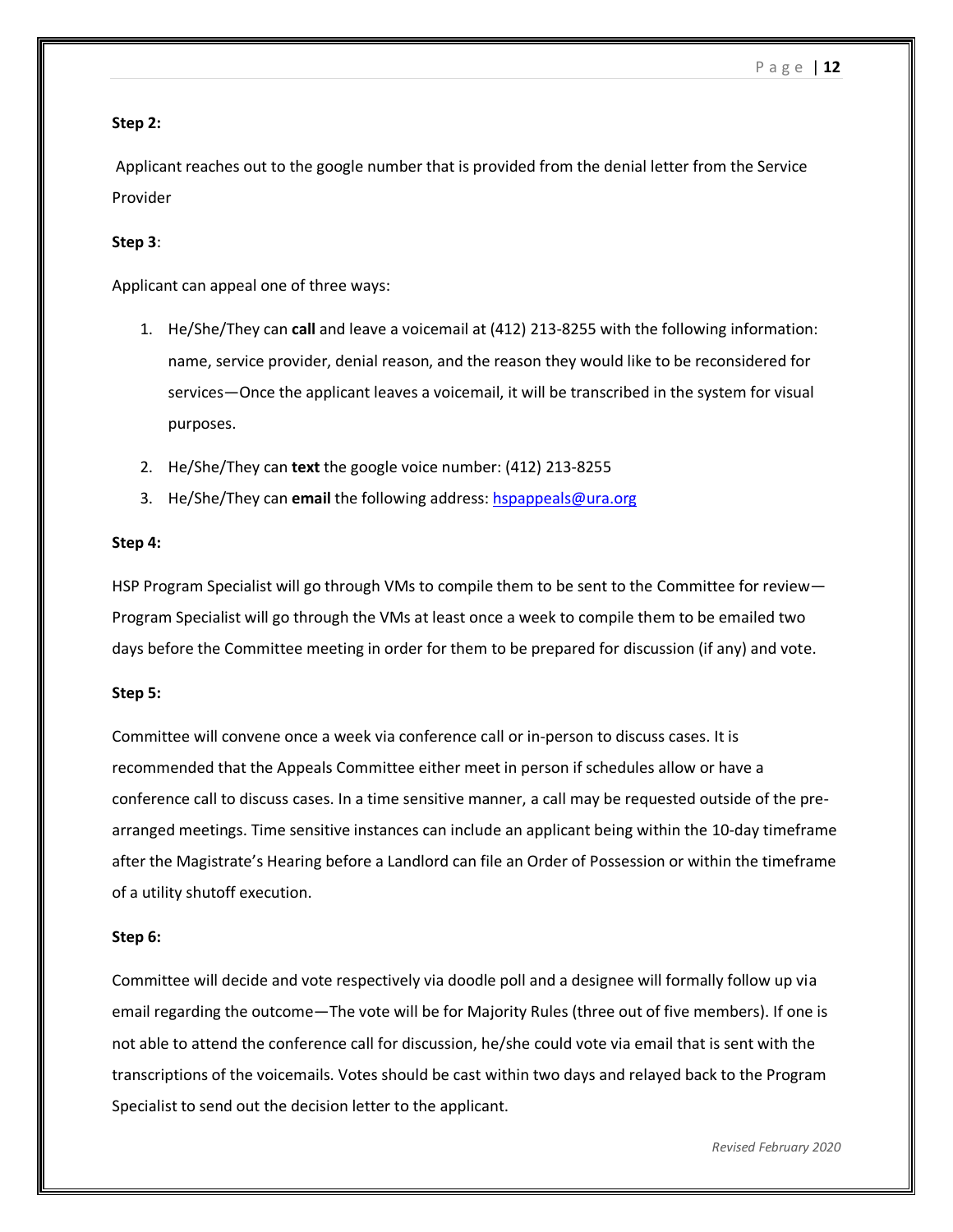**Step 2:**

Applicant reaches out to the google number that is provided from the denial letter from the Service Provider

**Step 3**:

Applicant can appeal one of three ways:

1. He/She/They can **call** and leave a voicemail at (412) 213-8255 with the following information: name, service provider, denial reason, and the reason they would like to be reconsidered for services—Once the applicant leaves a voicemail, it will be transcribed in the system for visual purposes.
2. He/She/They can **text** the google voice number: (412) 213-8255
3. He/She/They can **email** the following address: [hspappeals@ura.org](mailto:hspappeals@ura.org)

**Step 4:**

HSP Program Specialist will go through VMs to compile them to be sent to the Committee for review—Program Specialist will go through the VMs at least once a week to compile them to be emailed two days before the Committee meeting in order for them to be prepared for discussion (if any) and vote.

**Step 5:**

Committee will convene once a week via conference call or in-person to discuss cases. It is recommended that the Appeals Committee either meet in person if schedules allow or have a conference call to discuss cases. In a time sensitive manner, a call may be requested outside of the pre-arranged meetings. Time sensitive instances can include an applicant being within the 10-day timeframe after the Magistrate's Hearing before a Landlord can file an Order of Possession or within the timeframe of a utility shutoff execution.

**Step 6:**

Committee will decide and vote respectively via doodle poll and a designee will formally follow up via email regarding the outcome—The vote will be for Majority Rules (three out of five members). If one is not able to attend the conference call for discussion, he/she could vote via email that is sent with the transcriptions of the voicemails. Votes should be cast within two days and relayed back to the Program Specialist to send out the decision letter to the applicant.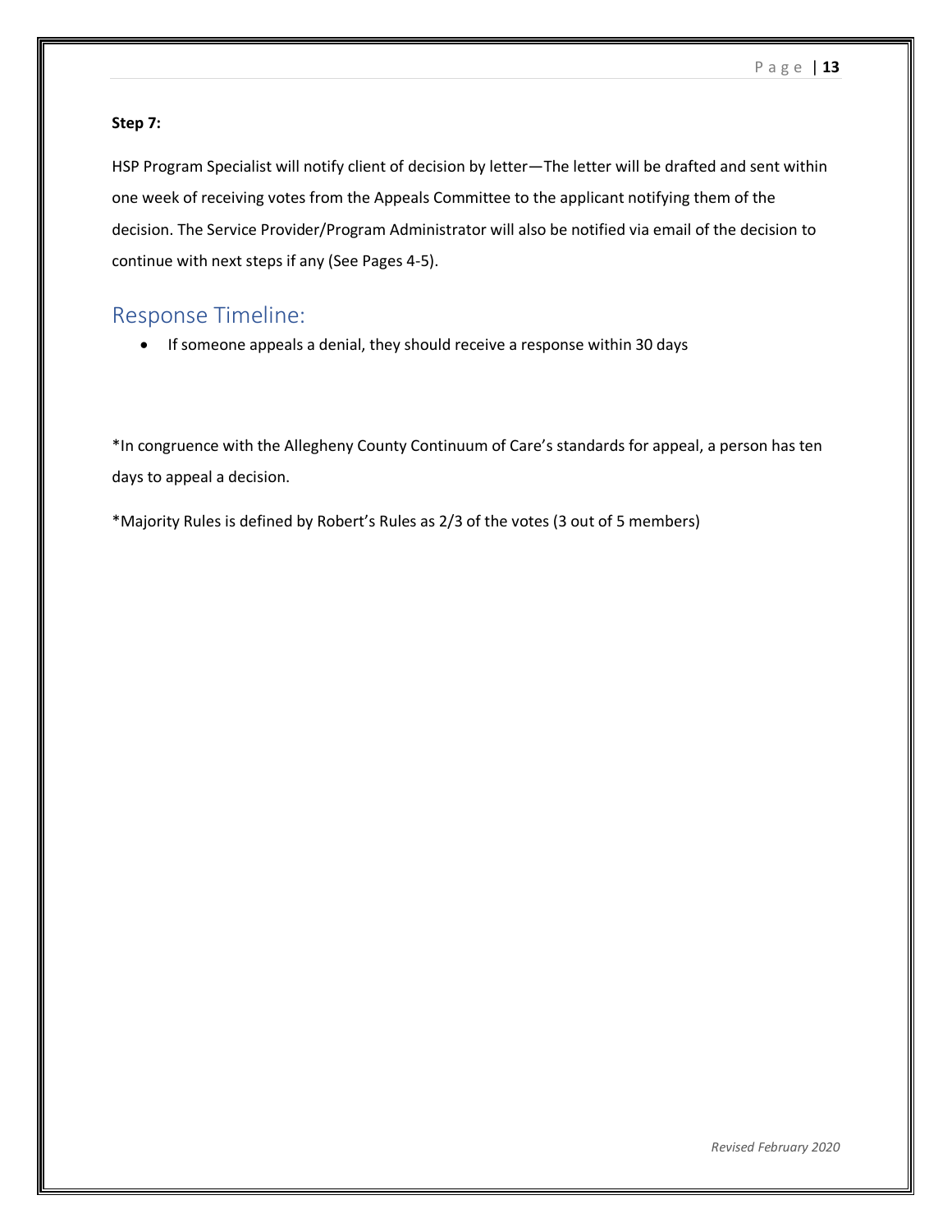**Step 7:**

HSP Program Specialist will notify client of decision by letter—The letter will be drafted and sent within one week of receiving votes from the Appeals Committee to the applicant notifying them of the decision. The Service Provider/Program Administrator will also be notified via email of the decision to continue with next steps if any (See Pages 4-5).

## Response Timeline:

- If someone appeals a denial, they should receive a response within 30 days

*In congruence with the Allegheny County Continuum of Care's standards for appeal, a person has ten days to appeal a decision.

*Majority Rules is defined by Robert's Rules as 2/3 of the votes (3 out of 5 members)

*Revised February 2020*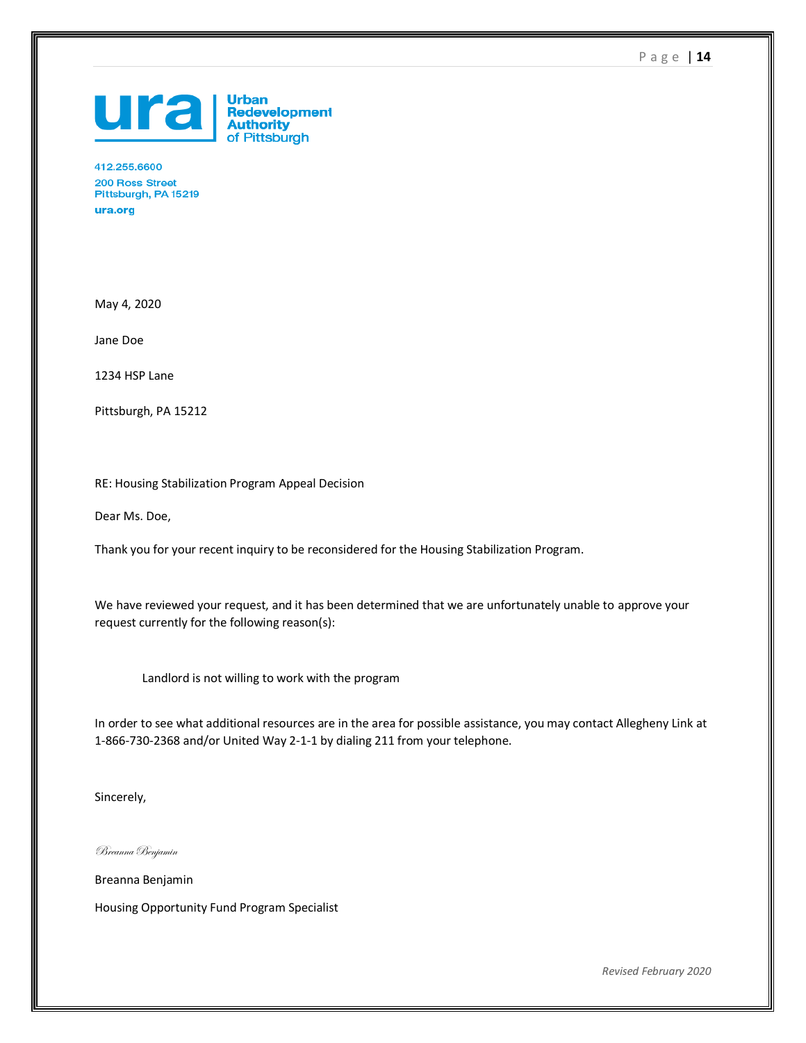**Urban Redevelopment Authority of Pittsburgh**

412.255.6600
200 Ross Street
Pittsburgh, PA 15219
ura.org

May 4, 2020

Jane Doe

1234 HSP Lane

Pittsburgh, PA 15212

RE: Housing Stabilization Program Appeal Decision

Dear Ms. Doe,

Thank you for your recent inquiry to be reconsidered for the Housing Stabilization Program.

We have reviewed your request, and it has been determined that we are unfortunately unable to approve your request currently for the following reason(s):

> Landlord is not willing to work with the program

In order to see what additional resources are in the area for possible assistance, you may contact Allegheny Link at 1-866-730-2368 and/or United Way 2-1-1 by dialing 211 from your telephone.

Sincerely,

*Breanna Benjamin*

Breanna Benjamin

Housing Opportunity Fund Program Specialist

*Revised February 2020*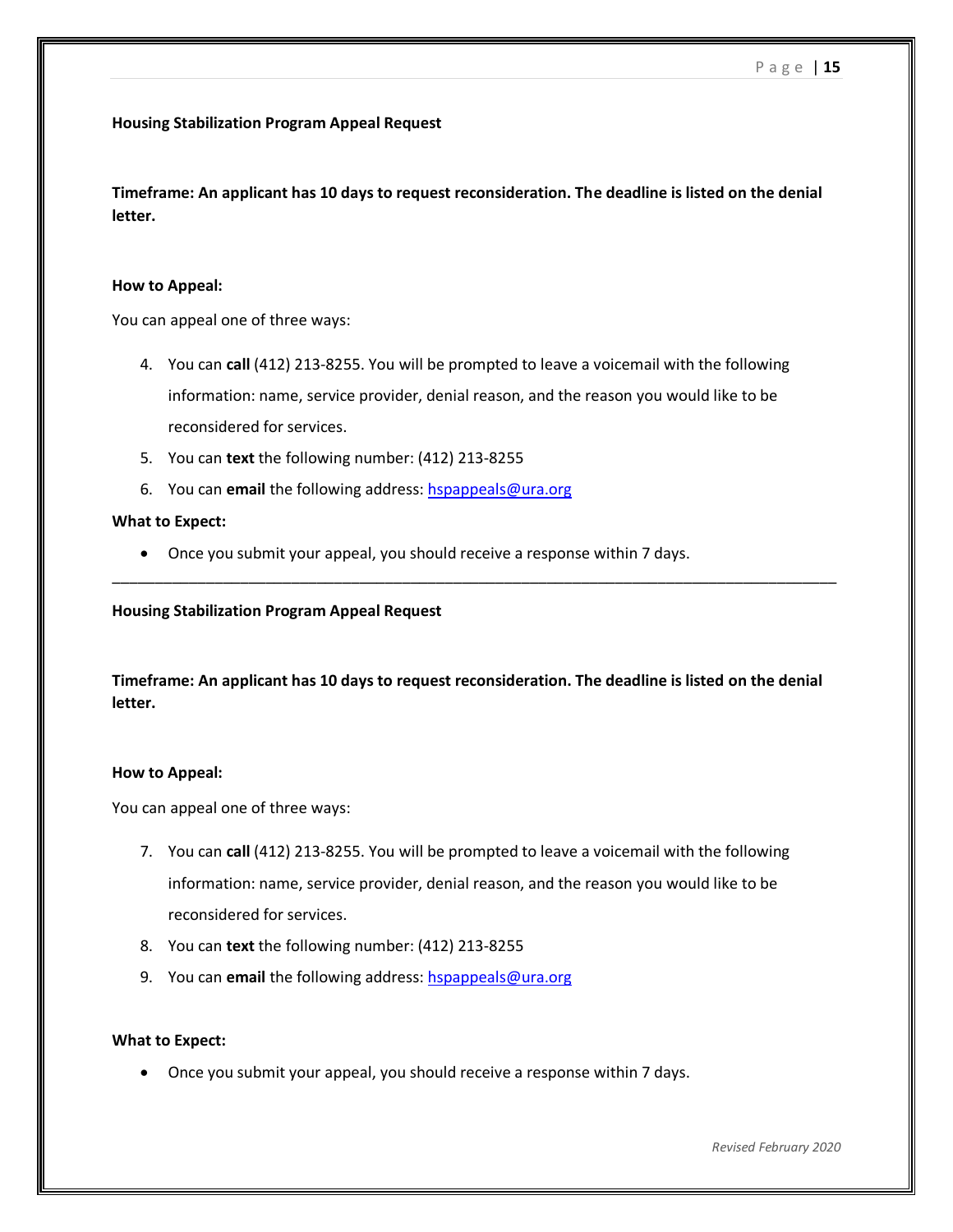**Housing Stabilization Program Appeal Request**

**Timeframe: An applicant has 10 days to request reconsideration. The deadline is listed on the denial letter.**

**How to Appeal:**

You can appeal one of three ways:

4. You can **call** (412) 213-8255. You will be prompted to leave a voicemail with the following information: name, service provider, denial reason, and the reason you would like to be reconsidered for services.
5. You can **text** the following number: (412) 213-8255
6. You can **email** the following address: hspappeals@ura.org

**What to Expect:**

- Once you submit your appeal, you should receive a response within 7 days.

---

**Housing Stabilization Program Appeal Request**

**Timeframe: An applicant has 10 days to request reconsideration. The deadline is listed on the denial letter.**

**How to Appeal:**

You can appeal one of three ways:

7. You can **call** (412) 213-8255. You will be prompted to leave a voicemail with the following information: name, service provider, denial reason, and the reason you would like to be reconsidered for services.
8. You can **text** the following number: (412) 213-8255
9. You can **email** the following address: hspappeals@ura.org

**What to Expect:**

- Once you submit your appeal, you should receive a response within 7 days.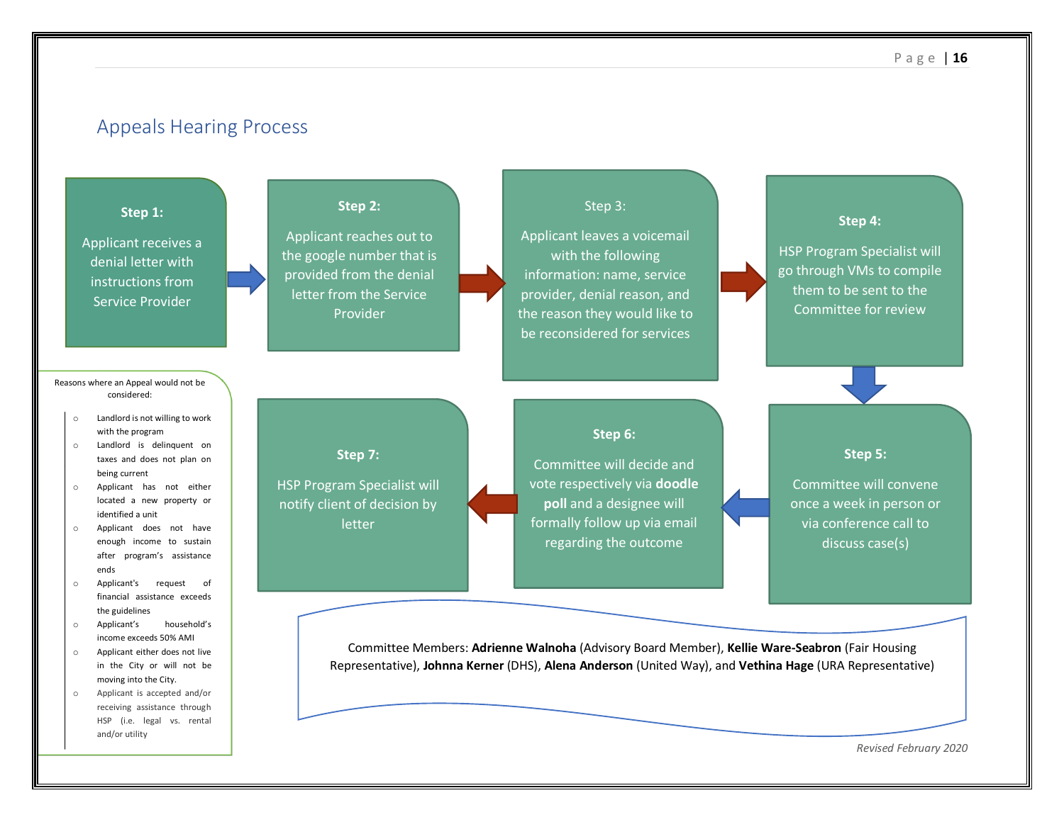## Appeals Hearing Process

**Step 1:**

Applicant receives a denial letter with instructions from Service Provider

**Step 2:**

Applicant reaches out to the google number that is provided from the denial letter from the Service Provider

Step 3:

Applicant leaves a voicemail with the following information: name, service provider, denial reason, and the reason they would like to be reconsidered for services

**Step 4:**

HSP Program Specialist will go through VMs to compile them to be sent to the Committee for review

**Step 5:**

Committee will convene once a week in person or via conference call to discuss case(s)

**Step 6:**

Committee will decide and vote respectively via **doodle poll** and a designee will formally follow up via email regarding the outcome

**Step 7:**

HSP Program Specialist will notify client of decision by letter

Reasons where an Appeal would not be considered:

- Landlord is not willing to work with the program
- Landlord is delinquent on taxes and does not plan on being current
- Applicant has not either located a new property or identified a unit
- Applicant does not have enough income to sustain after program's assistance ends
- Applicant's request of financial assistance exceeds the guidelines
- Applicant's household's income exceeds 50% AMI
- Applicant either does not live in the City or will not be moving into the City.
- Applicant is accepted and/or receiving assistance through HSP (i.e. legal vs. rental and/or utility

Committee Members: **Adrienne Walnoha** (Advisory Board Member), **Kellie Ware-Seabron** (Fair Housing Representative), **Johnna Kerner** (DHS), **Alena Anderson** (United Way), and **Vethina Hage** (URA Representative)

*Revised February 2020*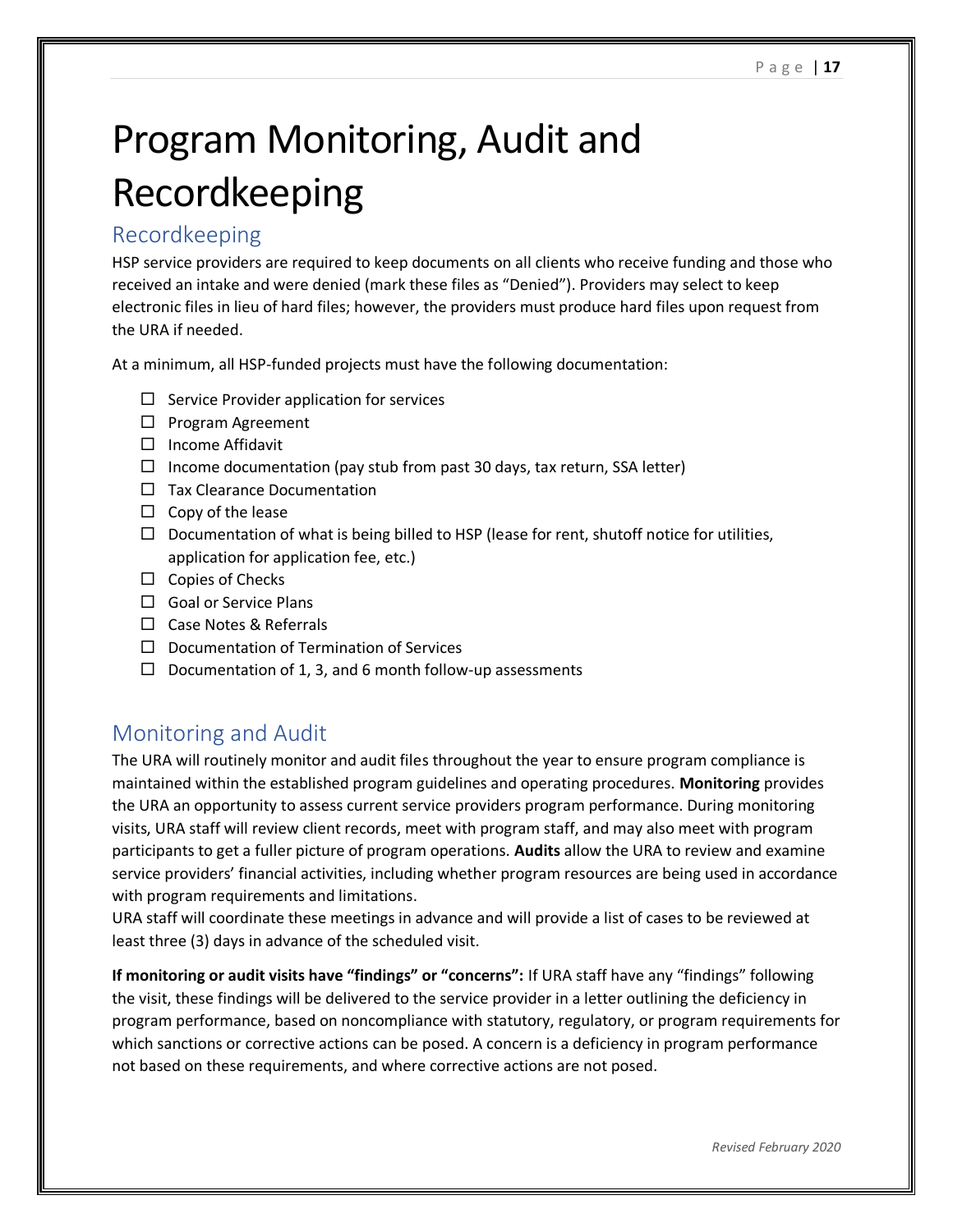# Program Monitoring, Audit and Recordkeeping

## Recordkeeping

HSP service providers are required to keep documents on all clients who receive funding and those who received an intake and were denied (mark these files as "Denied"). Providers may select to keep electronic files in lieu of hard files; however, the providers must produce hard files upon request from the URA if needed.

At a minimum, all HSP-funded projects must have the following documentation:

- ☐ Service Provider application for services
- ☐ Program Agreement
- ☐ Income Affidavit
- ☐ Income documentation (pay stub from past 30 days, tax return, SSA letter)
- ☐ Tax Clearance Documentation
- ☐ Copy of the lease
- ☐ Documentation of what is being billed to HSP (lease for rent, shutoff notice for utilities, application for application fee, etc.)
- ☐ Copies of Checks
- ☐ Goal or Service Plans
- ☐ Case Notes & Referrals
- ☐ Documentation of Termination of Services
- ☐ Documentation of 1, 3, and 6 month follow-up assessments

## Monitoring and Audit

The URA will routinely monitor and audit files throughout the year to ensure program compliance is maintained within the established program guidelines and operating procedures. **Monitoring** provides the URA an opportunity to assess current service providers program performance. During monitoring visits, URA staff will review client records, meet with program staff, and may also meet with program participants to get a fuller picture of program operations. **Audits** allow the URA to review and examine service providers' financial activities, including whether program resources are being used in accordance with program requirements and limitations.
URA staff will coordinate these meetings in advance and will provide a list of cases to be reviewed at least three (3) days in advance of the scheduled visit.

**If monitoring or audit visits have "findings" or "concerns":** If URA staff have any "findings" following the visit, these findings will be delivered to the service provider in a letter outlining the deficiency in program performance, based on noncompliance with statutory, regulatory, or program requirements for which sanctions or corrective actions can be posed. A concern is a deficiency in program performance not based on these requirements, and where corrective actions are not posed.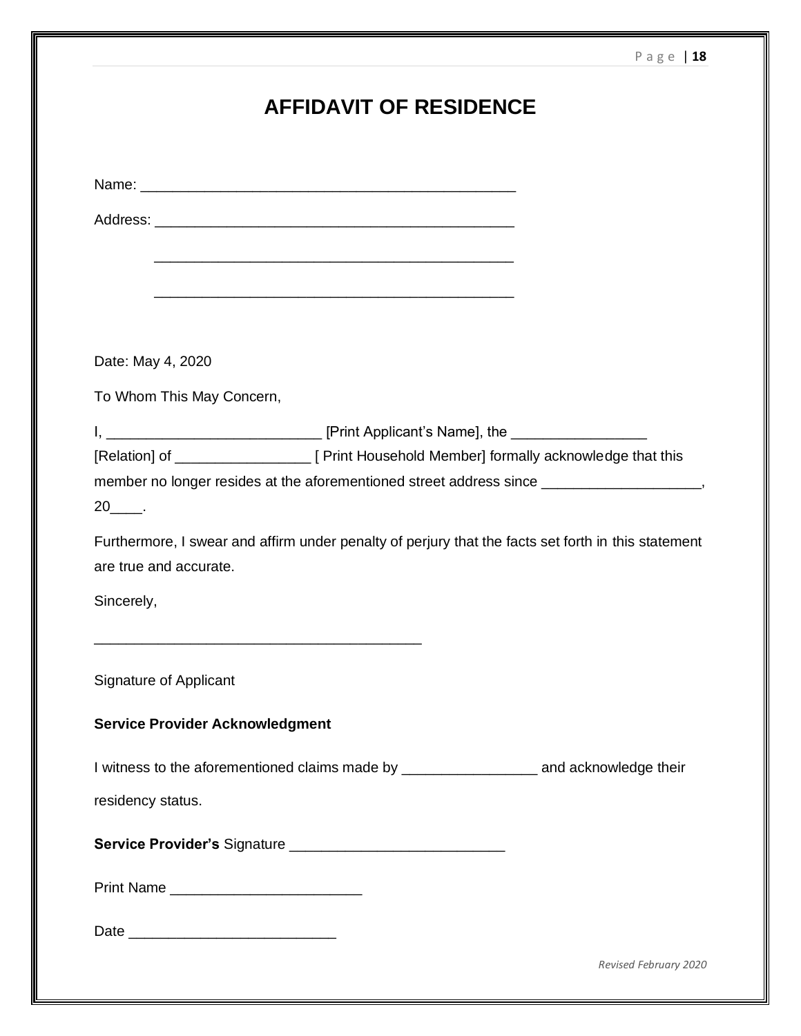# AFFIDAVIT OF RESIDENCE

Name: ______________________________________________

Address: ____________________________________________

____________________________________________

____________________________________________

Date: May 4, 2020

To Whom This May Concern,

I, __________________________ [Print Applicant's Name], the ________________ [Relation] of ________________ [ Print Household Member] formally acknowledge that this member no longer resides at the aforementioned street address since ___________________, 20____.

Furthermore, I swear and affirm under penalty of perjury that the facts set forth in this statement are true and accurate.

Sincerely,

_________________________________________

Signature of Applicant

**Service Provider Acknowledgment**

I witness to the aforementioned claims made by ________________ and acknowledge their residency status.

**Service Provider's** Signature __________________________

Print Name _______________________

Date _________________________

*Revised February 2020*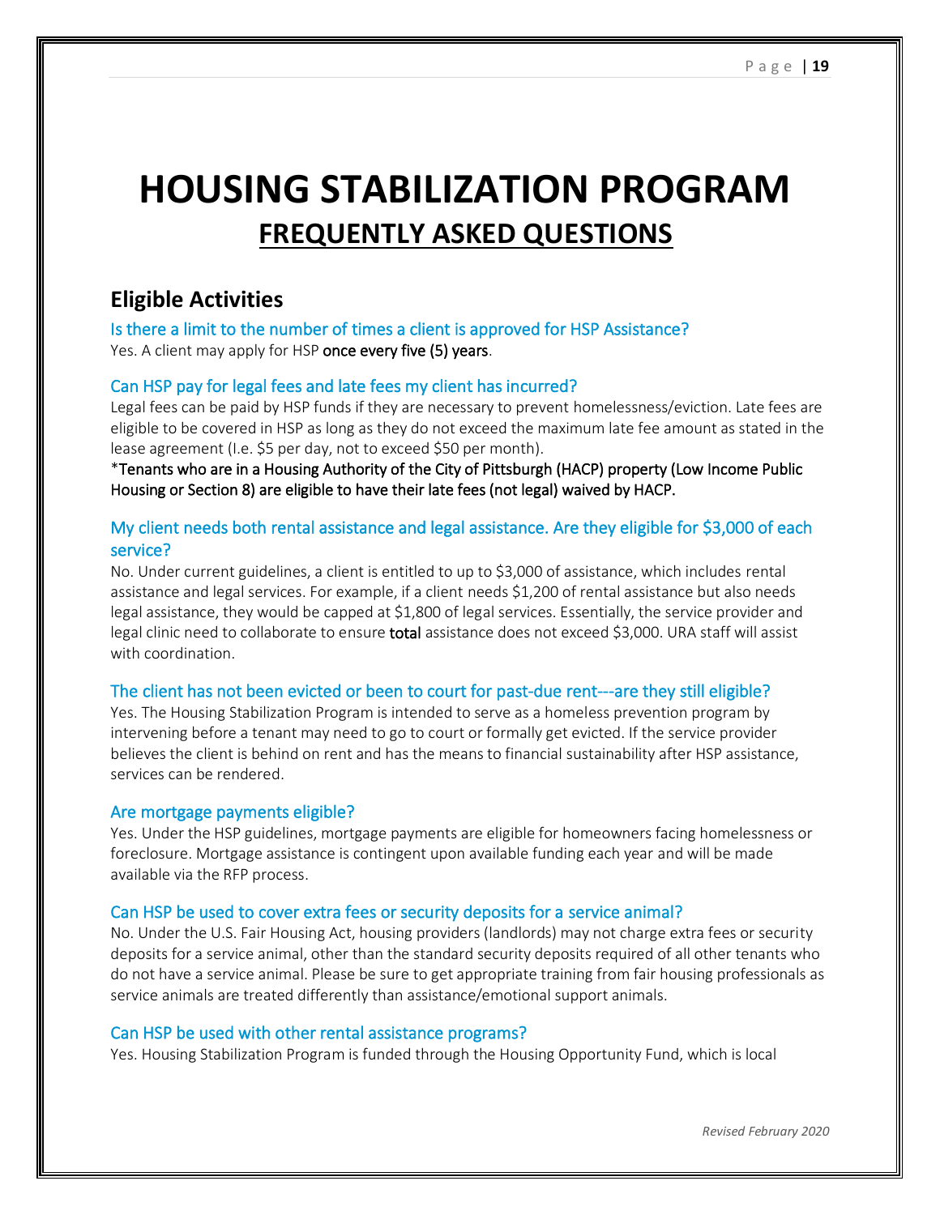# HOUSING STABILIZATION PROGRAM

## FREQUENTLY ASKED QUESTIONS

## Eligible Activities

### Is there a limit to the number of times a client is approved for HSP Assistance?

Yes. A client may apply for HSP **once every five (5) years**.

### Can HSP pay for legal fees and late fees my client has incurred?

Legal fees can be paid by HSP funds if they are necessary to prevent homelessness/eviction. Late fees are eligible to be covered in HSP as long as they do not exceed the maximum late fee amount as stated in the lease agreement (I.e. $5 per day, not to exceed $50 per month).

*Tenants who are in a Housing Authority of the City of Pittsburgh (HACP) property (Low Income Public Housing or Section 8) are eligible to have their late fees (not legal) waived by HACP.

### My client needs both rental assistance and legal assistance. Are they eligible for $3,000 of each service?

No. Under current guidelines, a client is entitled to up to $3,000 of assistance, which includes rental assistance and legal services. For example, if a client needs $1,200 of rental assistance but also needs legal assistance, they would be capped at $1,800 of legal services. Essentially, the service provider and legal clinic need to collaborate to ensure **total** assistance does not exceed $3,000. URA staff will assist with coordination.

### The client has not been evicted or been to court for past-due rent---are they still eligible?

Yes. The Housing Stabilization Program is intended to serve as a homeless prevention program by intervening before a tenant may need to go to court or formally get evicted. If the service provider believes the client is behind on rent and has the means to financial sustainability after HSP assistance, services can be rendered.

### Are mortgage payments eligible?

Yes. Under the HSP guidelines, mortgage payments are eligible for homeowners facing homelessness or foreclosure. Mortgage assistance is contingent upon available funding each year and will be made available via the RFP process.

### Can HSP be used to cover extra fees or security deposits for a service animal?

No. Under the U.S. Fair Housing Act, housing providers (landlords) may not charge extra fees or security deposits for a service animal, other than the standard security deposits required of all other tenants who do not have a service animal. Please be sure to get appropriate training from fair housing professionals as service animals are treated differently than assistance/emotional support animals.

### Can HSP be used with other rental assistance programs?

Yes. Housing Stabilization Program is funded through the Housing Opportunity Fund, which is local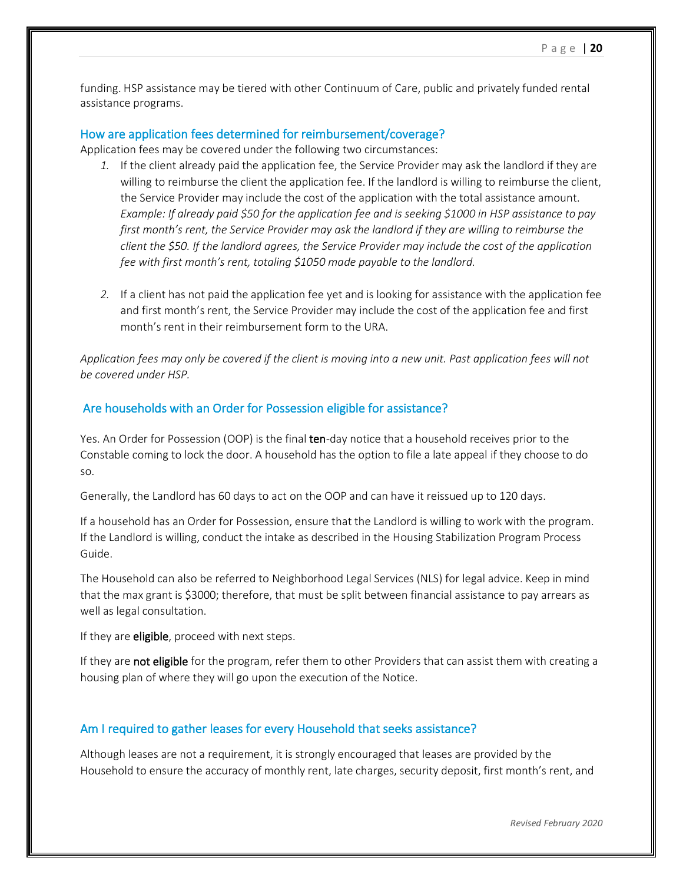funding. HSP assistance may be tiered with other Continuum of Care, public and privately funded rental assistance programs.

## How are application fees determined for reimbursement/coverage?

Application fees may be covered under the following two circumstances:

1. If the client already paid the application fee, the Service Provider may ask the landlord if they are willing to reimburse the client the application fee. If the landlord is willing to reimburse the client, the Service Provider may include the cost of the application with the total assistance amount. *Example: If already paid $50 for the application fee and is seeking $1000 in HSP assistance to pay first month's rent, the Service Provider may ask the landlord if they are willing to reimburse the client the $50. If the landlord agrees, the Service Provider may include the cost of the application fee with first month's rent, totaling $1050 made payable to the landlord.*

2. If a client has not paid the application fee yet and is looking for assistance with the application fee and first month's rent, the Service Provider may include the cost of the application fee and first month's rent in their reimbursement form to the URA.

*Application fees may only be covered if the client is moving into a new unit. Past application fees will not be covered under HSP.*

## Are households with an Order for Possession eligible for assistance?

Yes. An Order for Possession (OOP) is the final **ten**-day notice that a household receives prior to the Constable coming to lock the door. A household has the option to file a late appeal if they choose to do so.

Generally, the Landlord has 60 days to act on the OOP and can have it reissued up to 120 days.

If a household has an Order for Possession, ensure that the Landlord is willing to work with the program. If the Landlord is willing, conduct the intake as described in the Housing Stabilization Program Process Guide.

The Household can also be referred to Neighborhood Legal Services (NLS) for legal advice. Keep in mind that the max grant is $3000; therefore, that must be split between financial assistance to pay arrears as well as legal consultation.

If they are **eligible**, proceed with next steps.

If they are **not eligible** for the program, refer them to other Providers that can assist them with creating a housing plan of where they will go upon the execution of the Notice.

## Am I required to gather leases for every Household that seeks assistance?

Although leases are not a requirement, it is strongly encouraged that leases are provided by the Household to ensure the accuracy of monthly rent, late charges, security deposit, first month's rent, and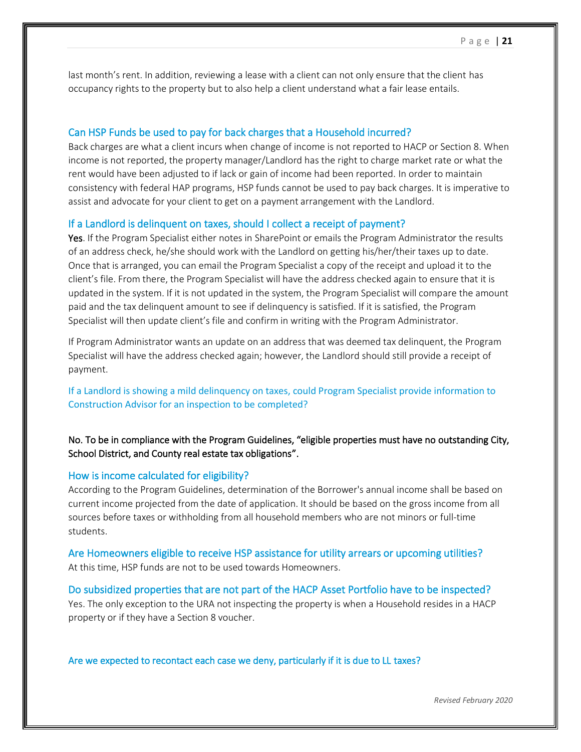last month's rent. In addition, reviewing a lease with a client can not only ensure that the client has occupancy rights to the property but to also help a client understand what a fair lease entails.

### Can HSP Funds be used to pay for back charges that a Household incurred?

Back charges are what a client incurs when change of income is not reported to HACP or Section 8. When income is not reported, the property manager/Landlord has the right to charge market rate or what the rent would have been adjusted to if lack or gain of income had been reported. In order to maintain consistency with federal HAP programs, HSP funds cannot be used to pay back charges. It is imperative to assist and advocate for your client to get on a payment arrangement with the Landlord.

### If a Landlord is delinquent on taxes, should I collect a receipt of payment?

**Yes**. If the Program Specialist either notes in SharePoint or emails the Program Administrator the results of an address check, he/she should work with the Landlord on getting his/her/their taxes up to date. Once that is arranged, you can email the Program Specialist a copy of the receipt and upload it to the client's file. From there, the Program Specialist will have the address checked again to ensure that it is updated in the system. If it is not updated in the system, the Program Specialist will compare the amount paid and the tax delinquent amount to see if delinquency is satisfied. If it is satisfied, the Program Specialist will then update client's file and confirm in writing with the Program Administrator.

If Program Administrator wants an update on an address that was deemed tax delinquent, the Program Specialist will have the address checked again; however, the Landlord should still provide a receipt of payment.

### If a Landlord is showing a mild delinquency on taxes, could Program Specialist provide information to Construction Advisor for an inspection to be completed?

**No. To be in compliance with the Program Guidelines, "eligible properties must have no outstanding City, School District, and County real estate tax obligations".**

### How is income calculated for eligibility?

According to the Program Guidelines, determination of the Borrower's annual income shall be based on current income projected from the date of application. It should be based on the gross income from all sources before taxes or withholding from all household members who are not minors or full-time students.

### Are Homeowners eligible to receive HSP assistance for utility arrears or upcoming utilities?

At this time, HSP funds are not to be used towards Homeowners.

### Do subsidized properties that are not part of the HACP Asset Portfolio have to be inspected?

Yes. The only exception to the URA not inspecting the property is when a Household resides in a HACP property or if they have a Section 8 voucher.

### Are we expected to recontact each case we deny, particularly if it is due to LL taxes?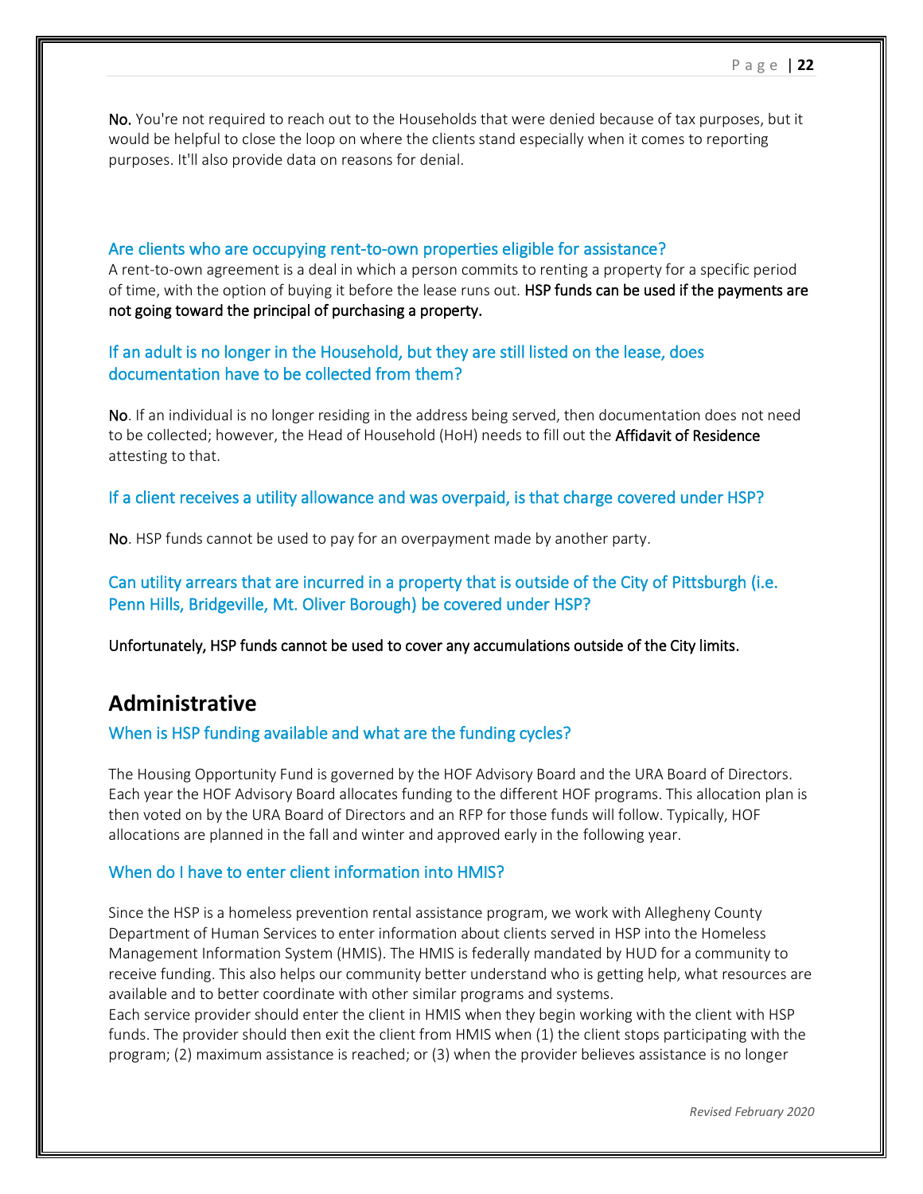**No.** You're not required to reach out to the Households that were denied because of tax purposes, but it would be helpful to close the loop on where the clients stand especially when it comes to reporting purposes. It'll also provide data on reasons for denial.

### Are clients who are occupying rent-to-own properties eligible for assistance?

A rent-to-own agreement is a deal in which a person commits to renting a property for a specific period of time, with the option of buying it before the lease runs out. **HSP funds can be used if the payments are not going toward the principal of purchasing a property.**

### If an adult is no longer in the Household, but they are still listed on the lease, does documentation have to be collected from them?

**No**. If an individual is no longer residing in the address being served, then documentation does not need to be collected; however, the Head of Household (HoH) needs to fill out the **Affidavit of Residence** attesting to that.

### If a client receives a utility allowance and was overpaid, is that charge covered under HSP?

**No**. HSP funds cannot be used to pay for an overpayment made by another party.

### Can utility arrears that are incurred in a property that is outside of the City of Pittsburgh (i.e. Penn Hills, Bridgeville, Mt. Oliver Borough) be covered under HSP?

**Unfortunately, HSP funds cannot be used to cover any accumulations outside of the City limits.**

## Administrative

### When is HSP funding available and what are the funding cycles?

The Housing Opportunity Fund is governed by the HOF Advisory Board and the URA Board of Directors. Each year the HOF Advisory Board allocates funding to the different HOF programs. This allocation plan is then voted on by the URA Board of Directors and an RFP for those funds will follow. Typically, HOF allocations are planned in the fall and winter and approved early in the following year.

### When do I have to enter client information into HMIS?

Since the HSP is a homeless prevention rental assistance program, we work with Allegheny County Department of Human Services to enter information about clients served in HSP into the Homeless Management Information System (HMIS). The HMIS is federally mandated by HUD for a community to receive funding. This also helps our community better understand who is getting help, what resources are available and to better coordinate with other similar programs and systems.
Each service provider should enter the client in HMIS when they begin working with the client with HSP funds. The provider should then exit the client from HMIS when (1) the client stops participating with the program; (2) maximum assistance is reached; or (3) when the provider believes assistance is no longer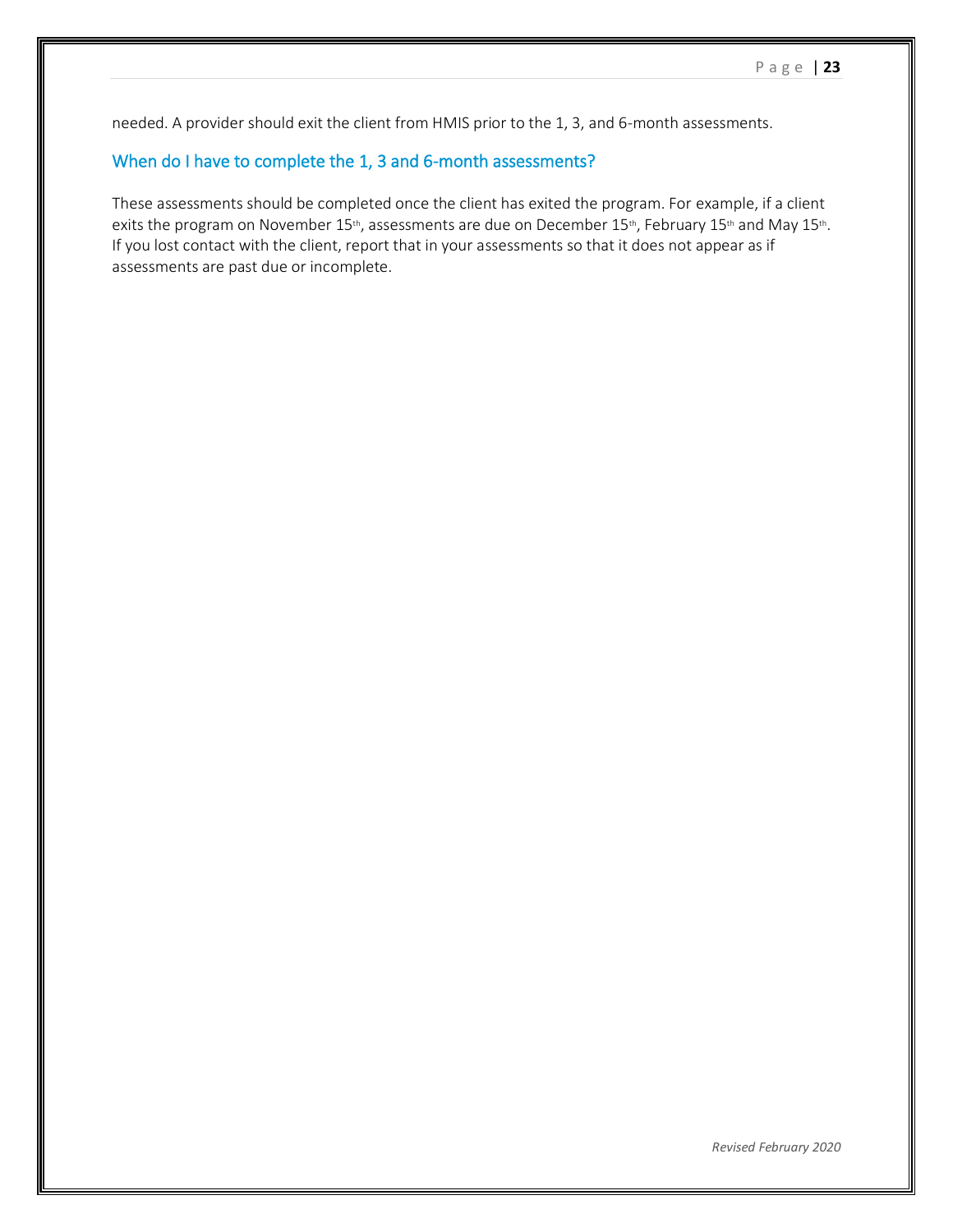needed. A provider should exit the client from HMIS prior to the 1, 3, and 6-month assessments.

## When do I have to complete the 1, 3 and 6-month assessments?

These assessments should be completed once the client has exited the program. For example, if a client exits the program on November 15th, assessments are due on December 15th, February 15th and May 15th. If you lost contact with the client, report that in your assessments so that it does not appear as if assessments are past due or incomplete.

*Revised February 2020*